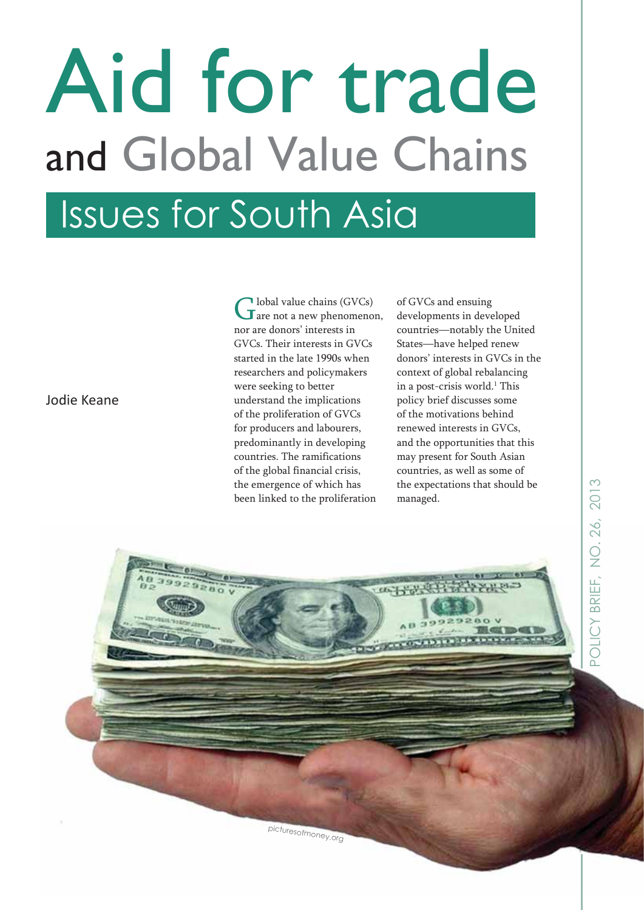# Aid for trade

## and Global Value Chains

## Issues for South Asia

Jodie Keane

Global value chains (GVCs) are not a new phenomenon, nor are donors' interests in GVCs. Their interests in GVCs started in the late 1990s when researchers and policymakers were seeking to better understand the implications of the proliferation of GVCs for producers and labourers, predominantly in developing countries. The ramifications of the global financial crisis, the emergence of which has been linked to the proliferation of GVCs and ensuing developments in developed countries—notably the United States—have helped renew donors' interests in GVCs in the context of global rebalancing in a post-crisis world.[1] This policy brief discusses some of the motivations behind renewed interests in GVCs, and the opportunities that this may present for South Asian countries, as well as some of the expectations that should be managed.

picturesofmoney.org

POLICY BRIEF, NO. 26, 2013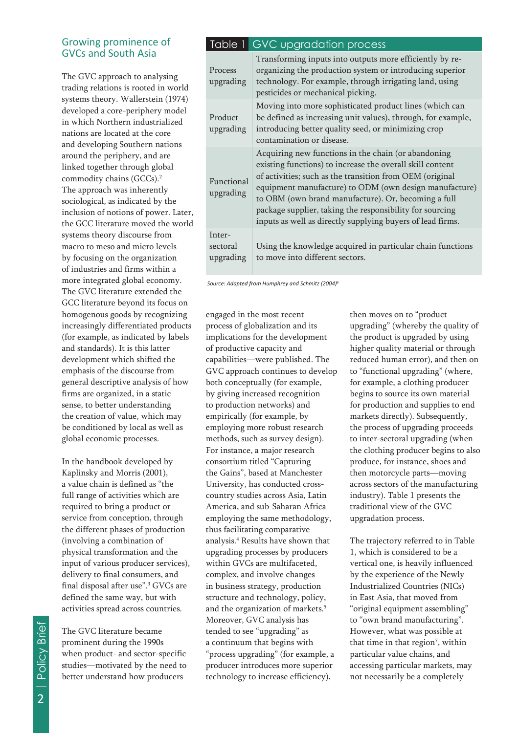## Growing prominence of GVCs and South Asia

The GVC approach to analysing trading relations is rooted in world systems theory. Wallerstein (1974) developed a core-periphery model in which Northern industrialized nations are located at the core and developing Southern nations around the periphery, and are linked together through global commodity chains (GCCs).[2] The approach was inherently sociological, as indicated by the inclusion of notions of power. Later, the GCC literature moved the world systems theory discourse from macro to meso and micro levels by focusing on the organization of industries and firms within a more integrated global economy. The GVC literature extended the GCC literature beyond its focus on homogenous goods by recognizing increasingly differentiated products (for example, as indicated by labels and standards). It is this latter development which shifted the emphasis of the discourse from general descriptive analysis of how firms are organized, in a static sense, to better understanding the creation of value, which may be conditioned by local as well as global economic processes.

In the handbook developed by Kaplinsky and Morris (2001), a value chain is defined as "the full range of activities which are required to bring a product or service from conception, through the different phases of production (involving a combination of physical transformation and the input of various producer services), delivery to final consumers, and final disposal after use".[3] GVCs are defined the same way, but with activities spread across countries.

The GVC literature became prominent during the 1990s when product- and sector-specific studies—motivated by the need to better understand how producers engaged in the most recent process of globalization and its implications for the development of productive capacity and capabilities—were published. The GVC approach continues to develop both conceptually (for example, by giving increased recognition to production networks) and empirically (for example, by employing more robust research methods, such as survey design). For instance, a major research consortium titled "Capturing the Gains", based at Manchester University, has conducted cross-country studies across Asia, Latin America, and sub-Saharan Africa employing the same methodology, thus facilitating comparative analysis.[4] Results have shown that upgrading processes by producers within GVCs are multifaceted, complex, and involve changes in business strategy, production structure and technology, policy, and the organization of markets.[5] Moreover, GVC analysis has tended to see "upgrading" as a continuum that begins with "process upgrading" (for example, a producer introduces more superior technology to increase efficiency), then moves on to "product upgrading" (whereby the quality of the product is upgraded by using higher quality material or through reduced human error), and then on to "functional upgrading" (where, for example, a clothing producer begins to source its own material for production and supplies to end markets directly). Subsequently, the process of upgrading proceeds to inter-sectoral upgrading (when the clothing producer begins to also produce, for instance, shoes and then motorcycle parts—moving across sectors of the manufacturing industry). Table 1 presents the traditional view of the GVC upgradation process.

**Table 1 GVC upgradation process**

| | |
|---|---|
| Process upgrading | Transforming inputs into outputs more efficiently by re-organizing the production system or introducing superior technology. For example, through irrigating land, using pesticides or mechanical picking. |
| Product upgrading | Moving into more sophisticated product lines (which can be defined as increasing unit values), through, for example, introducing better quality seed, or minimizing crop contamination or disease. |
| Functional upgrading | Acquiring new functions in the chain (or abandoning existing functions) to increase the overall skill content of activities; such as the transition from OEM (original equipment manufacture) to ODM (own design manufacture) to OBM (own brand manufacture). Or, becoming a full package supplier, taking the responsibility for sourcing inputs as well as directly supplying buyers of lead firms. |
| Inter-sectoral upgrading | Using the knowledge acquired in particular chain functions to move into different sectors. |

*Source: Adapted from Humphrey and Schmitz (2004)[6]*

The trajectory referred to in Table 1, which is considered to be a vertical one, is heavily influenced by the experience of the Newly Industrialized Countries (NICs) in East Asia, that moved from "original equipment assembling" to "own brand manufacturing". However, what was possible at that time in that region[7], within particular value chains, and accessing particular markets, may not necessarily be a completely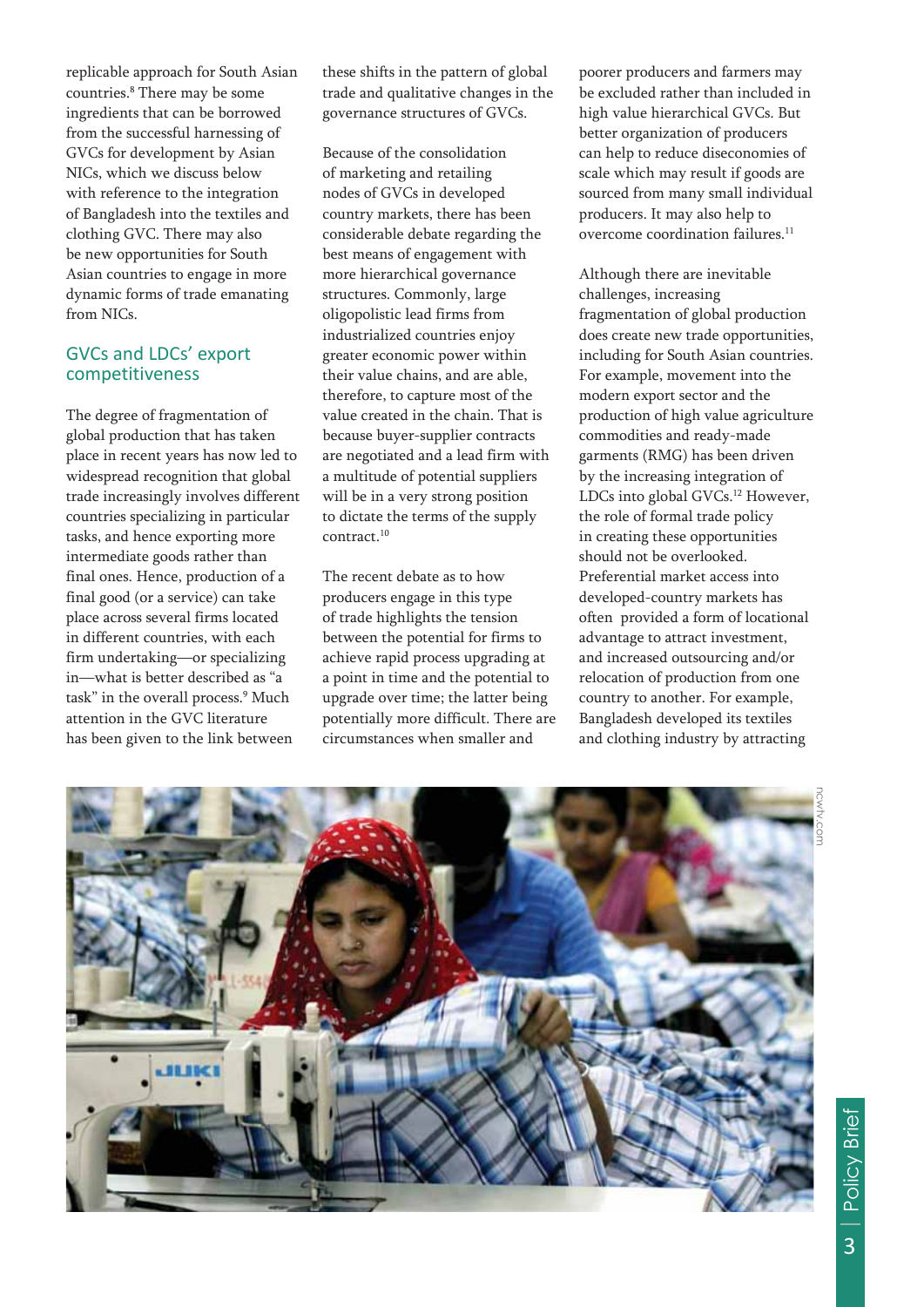replicable approach for South Asian countries.[8] There may be some ingredients that can be borrowed from the successful harnessing of GVCs for development by Asian NICs, which we discuss below with reference to the integration of Bangladesh into the textiles and clothing GVC. There may also be new opportunities for South Asian countries to engage in more dynamic forms of trade emanating from NICs.

## GVCs and LDCs' export competitiveness

The degree of fragmentation of global production that has taken place in recent years has now led to widespread recognition that global trade increasingly involves different countries specializing in particular tasks, and hence exporting more intermediate goods rather than final ones. Hence, production of a final good (or a service) can take place across several firms located in different countries, with each firm undertaking—or specializing in—what is better described as "a task" in the overall process.[9] Much attention in the GVC literature has been given to the link between these shifts in the pattern of global trade and qualitative changes in the governance structures of GVCs.

Because of the consolidation of marketing and retailing nodes of GVCs in developed country markets, there has been considerable debate regarding the best means of engagement with more hierarchical governance structures. Commonly, large oligopolistic lead firms from industrialized countries enjoy greater economic power within their value chains, and are able, therefore, to capture most of the value created in the chain. That is because buyer-supplier contracts are negotiated and a lead firm with a multitude of potential suppliers will be in a very strong position to dictate the terms of the supply contract.[10]

The recent debate as to how producers engage in this type of trade highlights the tension between the potential for firms to achieve rapid process upgrading at a point in time and the potential to upgrade over time; the latter being potentially more difficult. There are circumstances when smaller and poorer producers and farmers may be excluded rather than included in high value hierarchical GVCs. But better organization of producers can help to reduce diseconomies of scale which may result if goods are sourced from many small individual producers. It may also help to overcome coordination failures.[11]

Although there are inevitable challenges, increasing fragmentation of global production does create new trade opportunities, including for South Asian countries. For example, movement into the modern export sector and the production of high value agriculture commodities and ready-made garments (RMG) has been driven by the increasing integration of LDCs into global GVCs.[12] However, the role of formal trade policy in creating these opportunities should not be overlooked. Preferential market access into developed-country markets has often provided a form of locational advantage to attract investment, and increased outsourcing and/or relocation of production from one country to another. For example, Bangladesh developed its textiles and clothing industry by attracting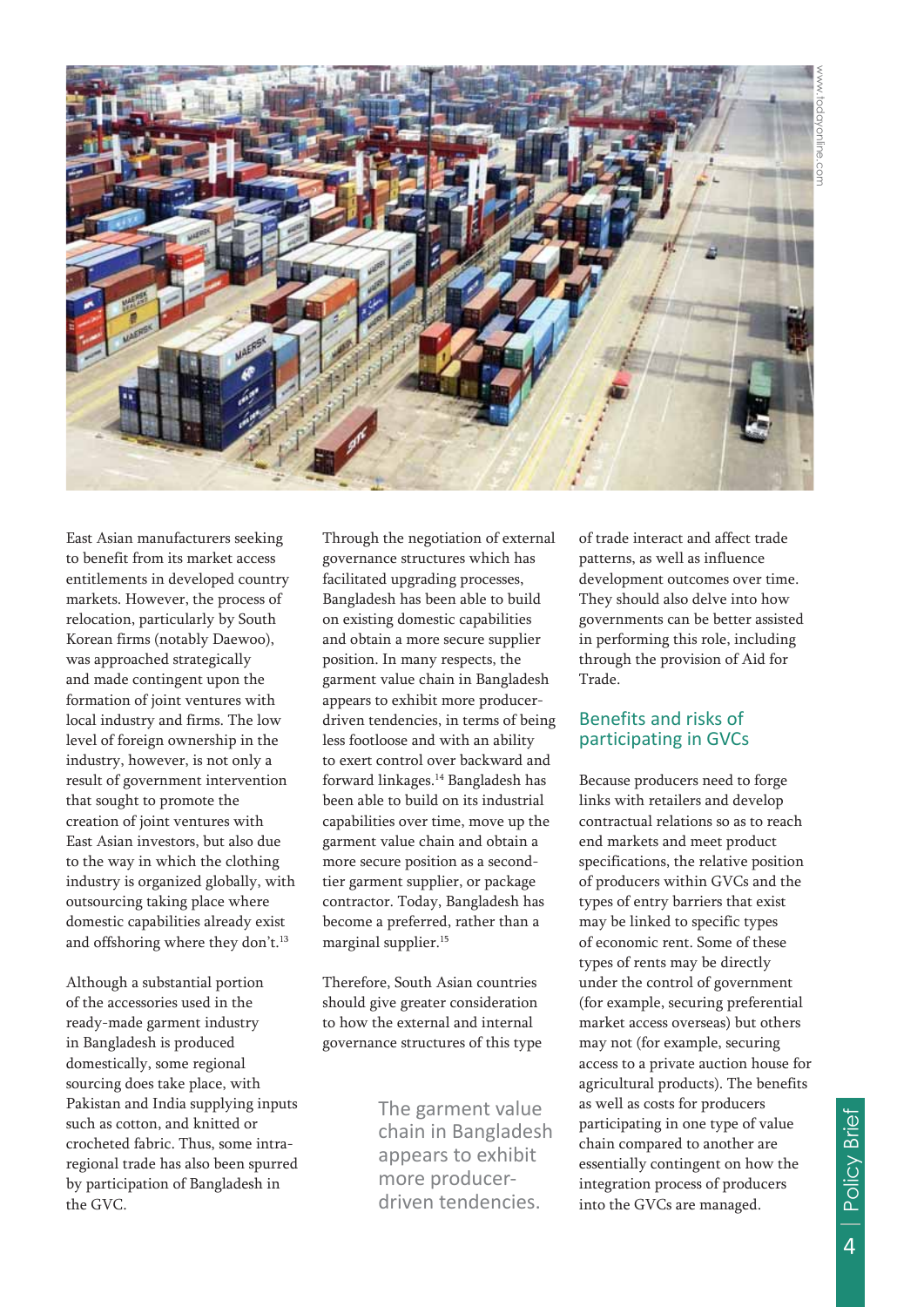East Asian manufacturers seeking to benefit from its market access entitlements in developed country markets. However, the process of relocation, particularly by South Korean firms (notably Daewoo), was approached strategically and made contingent upon the formation of joint ventures with local industry and firms. The low level of foreign ownership in the industry, however, is not only a result of government intervention that sought to promote the creation of joint ventures with East Asian investors, but also due to the way in which the clothing industry is organized globally, with outsourcing taking place where domestic capabilities already exist and offshoring where they don't.[13]

Although a substantial portion of the accessories used in the ready-made garment industry in Bangladesh is produced domestically, some regional sourcing does take place, with Pakistan and India supplying inputs such as cotton, and knitted or crocheted fabric. Thus, some intra-regional trade has also been spurred by participation of Bangladesh in the GVC.

Through the negotiation of external governance structures which has facilitated upgrading processes, Bangladesh has been able to build on existing domestic capabilities and obtain a more secure supplier position. In many respects, the garment value chain in Bangladesh appears to exhibit more producer-driven tendencies, in terms of being less footloose and with an ability to exert control over backward and forward linkages.[14] Bangladesh has been able to build on its industrial capabilities over time, move up the garment value chain and obtain a more secure position as a second-tier garment supplier, or package contractor. Today, Bangladesh has become a preferred, rather than a marginal supplier.[15]

Therefore, South Asian countries should give greater consideration to how the external and internal governance structures of this type of trade interact and affect trade patterns, as well as influence development outcomes over time. They should also delve into how governments can be better assisted in performing this role, including through the provision of Aid for Trade.

> The garment value chain in Bangladesh appears to exhibit more producer-driven tendencies.

## Benefits and risks of participating in GVCs

Because producers need to forge links with retailers and develop contractual relations so as to reach end markets and meet product specifications, the relative position of producers within GVCs and the types of entry barriers that exist may be linked to specific types of economic rent. Some of these types of rents may be directly under the control of government (for example, securing preferential market access overseas) but others may not (for example, securing access to a private auction house for agricultural products). The benefits as well as costs for producers participating in one type of value chain compared to another are essentially contingent on how the integration process of producers into the GVCs are managed.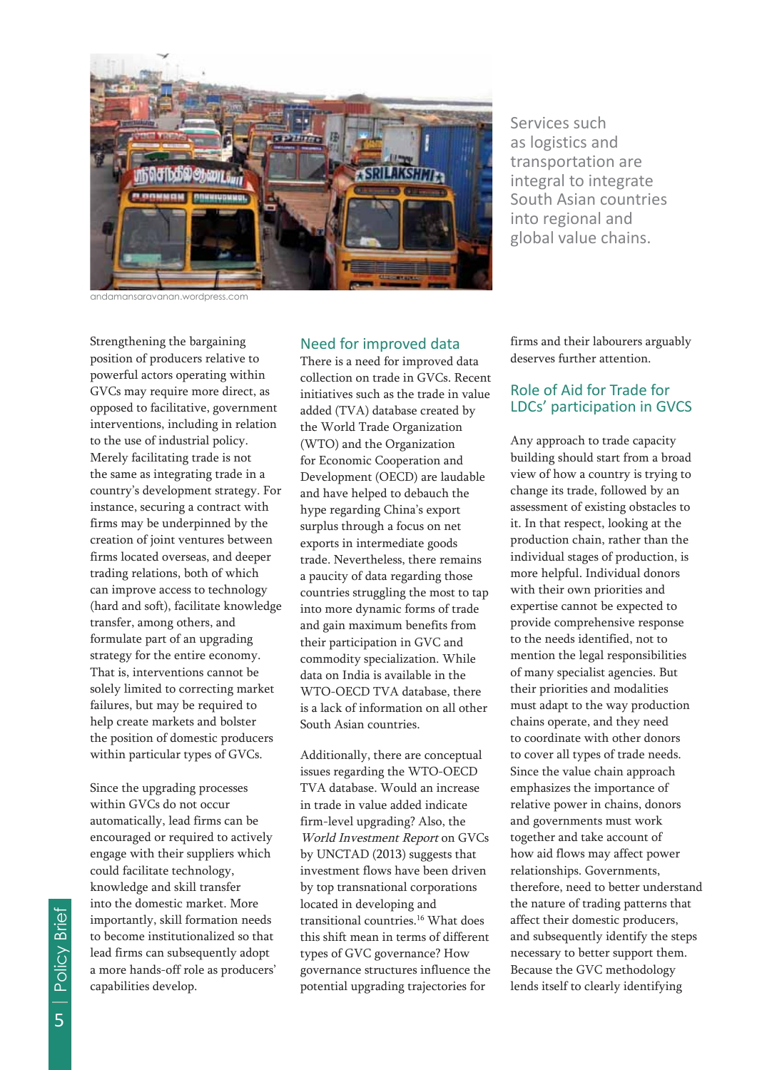andamansaravanan.wordpress.com

Services such as logistics and transportation are integral to integrate South Asian countries into regional and global value chains.

Strengthening the bargaining position of producers relative to powerful actors operating within GVCs may require more direct, as opposed to facilitative, government interventions, including in relation to the use of industrial policy. Merely facilitating trade is not the same as integrating trade in a country's development strategy. For instance, securing a contract with firms may be underpinned by the creation of joint ventures between firms located overseas, and deeper trading relations, both of which can improve access to technology (hard and soft), facilitate knowledge transfer, among others, and formulate part of an upgrading strategy for the entire economy. That is, interventions cannot be solely limited to correcting market failures, but may be required to help create markets and bolster the position of domestic producers within particular types of GVCs.

Since the upgrading processes within GVCs do not occur automatically, lead firms can be encouraged or required to actively engage with their suppliers which could facilitate technology, knowledge and skill transfer into the domestic market. More importantly, skill formation needs to become institutionalized so that lead firms can subsequently adopt a more hands-off role as producers' capabilities develop.

## Need for improved data

There is a need for improved data collection on trade in GVCs. Recent initiatives such as the trade in value added (TVA) database created by the World Trade Organization (WTO) and the Organization for Economic Cooperation and Development (OECD) are laudable and have helped to debauch the hype regarding China's export surplus through a focus on net exports in intermediate goods trade. Nevertheless, there remains a paucity of data regarding those countries struggling the most to tap into more dynamic forms of trade and gain maximum benefits from their participation in GVC and commodity specialization. While data on India is available in the WTO-OECD TVA database, there is a lack of information on all other South Asian countries.

Additionally, there are conceptual issues regarding the WTO-OECD TVA database. Would an increase in trade in value added indicate firm-level upgrading? Also, the *World Investment Report* on GVCs by UNCTAD (2013) suggests that investment flows have been driven by top transnational corporations located in developing and transitional countries.[16] What does this shift mean in terms of different types of GVC governance? How governance structures influence the potential upgrading trajectories for firms and their labourers arguably deserves further attention.

## Role of Aid for Trade for LDCs' participation in GVCS

Any approach to trade capacity building should start from a broad view of how a country is trying to change its trade, followed by an assessment of existing obstacles to it. In that respect, looking at the production chain, rather than the individual stages of production, is more helpful. Individual donors with their own priorities and expertise cannot be expected to provide comprehensive response to the needs identified, not to mention the legal responsibilities of many specialist agencies. But their priorities and modalities must adapt to the way production chains operate, and they need to coordinate with other donors to cover all types of trade needs. Since the value chain approach emphasizes the importance of relative power in chains, donors and governments must work together and take account of how aid flows may affect power relationships. Governments, therefore, need to better understand the nature of trading patterns that affect their domestic producers, and subsequently identify the steps necessary to better support them. Because the GVC methodology lends itself to clearly identifying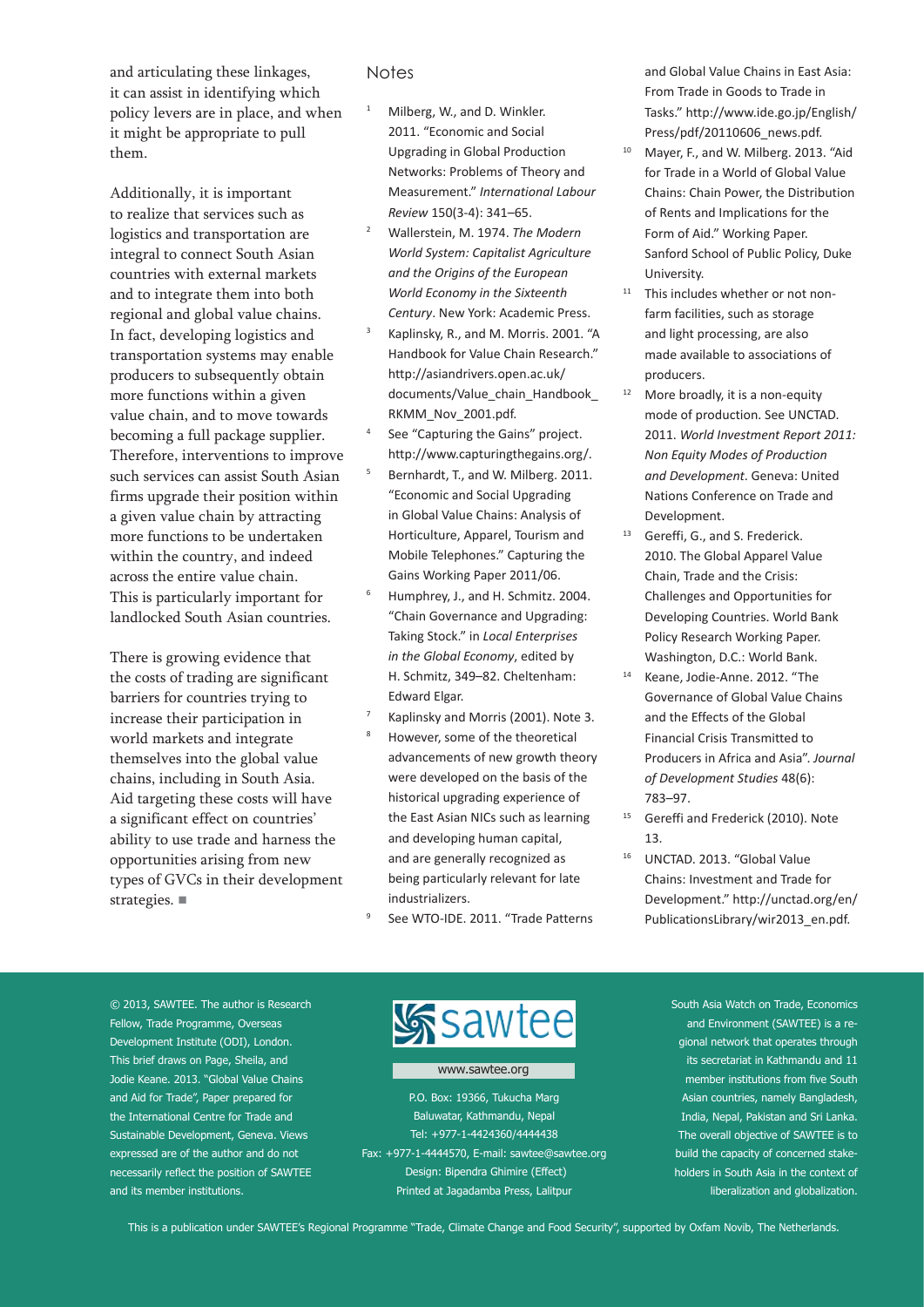and articulating these linkages, it can assist in identifying which policy levers are in place, and when it might be appropriate to pull them.

Additionally, it is important to realize that services such as logistics and transportation are integral to connect South Asian countries with external markets and to integrate them into both regional and global value chains. In fact, developing logistics and transportation systems may enable producers to subsequently obtain more functions within a given value chain, and to move towards becoming a full package supplier. Therefore, interventions to improve such services can assist South Asian firms upgrade their position within a given value chain by attracting more functions to be undertaken within the country, and indeed across the entire value chain. This is particularly important for landlocked South Asian countries.

There is growing evidence that the costs of trading are significant barriers for countries trying to increase their participation in world markets and integrate themselves into the global value chains, including in South Asia. Aid targeting these costs will have a significant effect on countries' ability to use trade and harness the opportunities arising from new types of GVCs in their development strategies. ■

## Notes

1. Milberg, W., and D. Winkler. 2011. "Economic and Social Upgrading in Global Production Networks: Problems of Theory and Measurement." *International Labour Review* 150(3-4): 341–65.
2. Wallerstein, M. 1974. *The Modern World System: Capitalist Agriculture and the Origins of the European World Economy in the Sixteenth Century*. New York: Academic Press.
3. Kaplinsky, R., and M. Morris. 2001. "A Handbook for Value Chain Research." http://asiandrivers.open.ac.uk/documents/Value_chain_Handbook_RKMM_Nov_2001.pdf.
4. See "Capturing the Gains" project. http://www.capturingthegains.org/.
5. Bernhardt, T., and W. Milberg. 2011. "Economic and Social Upgrading in Global Value Chains: Analysis of Horticulture, Apparel, Tourism and Mobile Telephones." Capturing the Gains Working Paper 2011/06.
6. Humphrey, J., and H. Schmitz. 2004. "Chain Governance and Upgrading: Taking Stock." in *Local Enterprises in the Global Economy*, edited by H. Schmitz, 349–82. Cheltenham: Edward Elgar.
7. Kaplinsky and Morris (2001). Note 3.
8. However, some of the theoretical advancements of new growth theory were developed on the basis of the historical upgrading experience of the East Asian NICs such as learning and developing human capital, and are generally recognized as being particularly relevant for late industrializers.
9. See WTO-IDE. 2011. "Trade Patterns and Global Value Chains in East Asia: From Trade in Goods to Trade in Tasks." http://www.ide.go.jp/English/Press/pdf/20110606_news.pdf.
10. Mayer, F., and W. Milberg. 2013. "Aid for Trade in a World of Global Value Chains: Chain Power, the Distribution of Rents and Implications for the Form of Aid." Working Paper. Sanford School of Public Policy, Duke University.
11. This includes whether or not non-farm facilities, such as storage and light processing, are also made available to associations of producers.
12. More broadly, it is a non-equity mode of production. See UNCTAD. 2011. *World Investment Report 2011: Non Equity Modes of Production and Development*. Geneva: United Nations Conference on Trade and Development.
13. Gereffi, G., and S. Frederick. 2010. The Global Apparel Value Chain, Trade and the Crisis: Challenges and Opportunities for Developing Countries. World Bank Policy Research Working Paper. Washington, D.C.: World Bank.
14. Keane, Jodie-Anne. 2012. "The Governance of Global Value Chains and the Effects of the Global Financial Crisis Transmitted to Producers in Africa and Asia". *Journal of Development Studies* 48(6): 783–97.
15. Gereffi and Frederick (2010). Note 13.
16. UNCTAD. 2013. "Global Value Chains: Investment and Trade for Development." http://unctad.org/en/PublicationsLibrary/wir2013_en.pdf.

© 2013, SAWTEE. The author is Research Fellow, Trade Programme, Overseas Development Institute (ODI), London. This brief draws on Page, Sheila, and Jodie Keane. 2013. "Global Value Chains and Aid for Trade", Paper prepared for the International Centre for Trade and Sustainable Development, Geneva. Views expressed are of the author and do not necessarily reflect the position of SAWTEE and its member institutions.

sawtee

www.sawtee.org

P.O. Box: 19366, Tukucha Marg
Baluwatar, Kathmandu, Nepal
Tel: +977-1-4424360/4444438
Fax: +977-1-4444570, E-mail: sawtee@sawtee.org
Design: Bipendra Ghimire (Effect)
Printed at Jagadamba Press, Lalitpur

South Asia Watch on Trade, Economics and Environment (SAWTEE) is a regional network that operates through its secretariat in Kathmandu and 11 member institutions from five South Asian countries, namely Bangladesh, India, Nepal, Pakistan and Sri Lanka. The overall objective of SAWTEE is to build the capacity of concerned stakeholders in South Asia in the context of liberalization and globalization.

This is a publication under SAWTEE's Regional Programme "Trade, Climate Change and Food Security", supported by Oxfam Novib, The Netherlands.